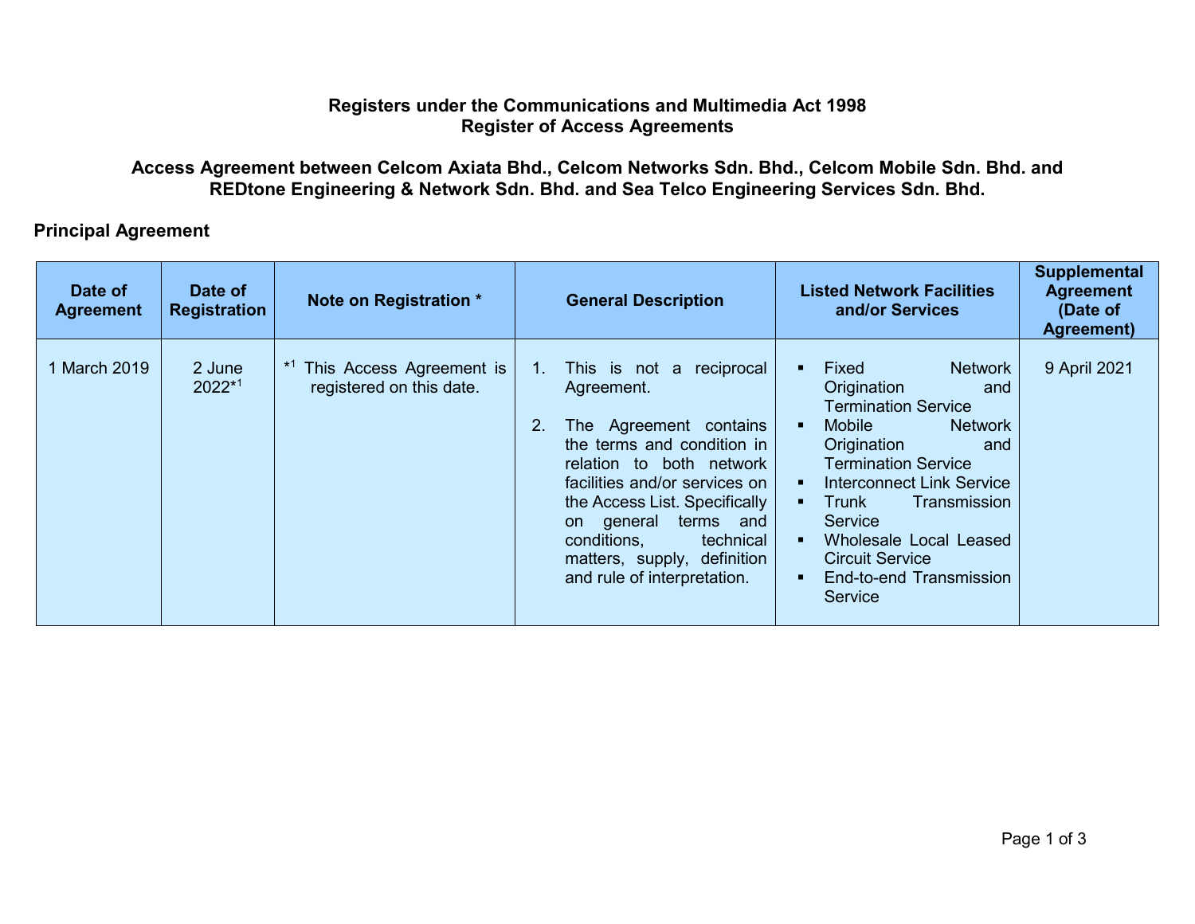**Registers under the Communications and Multimedia Act 1998**
**Register of Access Agreements**

**Access Agreement between Celcom Axiata Bhd., Celcom Networks Sdn. Bhd., Celcom Mobile Sdn. Bhd. and REDtone Engineering & Network Sdn. Bhd. and Sea Telco Engineering Services Sdn. Bhd.**

## Principal Agreement

| Date of Agreement | Date of Registration | Note on Registration * | General Description | Listed Network Facilities and/or Services | Supplemental Agreement (Date of Agreement) |
|---|---|---|---|---|---|
| 1 March 2019 | 2 June 2022*[1] | *[1] This Access Agreement is registered on this date. | 1. This is not a reciprocal Agreement.<br><br>2. The Agreement contains the terms and condition in relation to both network facilities and/or services on the Access List. Specifically on general terms and conditions, technical matters, supply, definition and rule of interpretation. | ▪ Fixed Network Origination and Termination Service<br>▪ Mobile Network Origination and Termination Service<br>▪ Interconnect Link Service<br>▪ Trunk Transmission Service<br>▪ Wholesale Local Leased Circuit Service<br>▪ End-to-end Transmission Service | 9 April 2021 |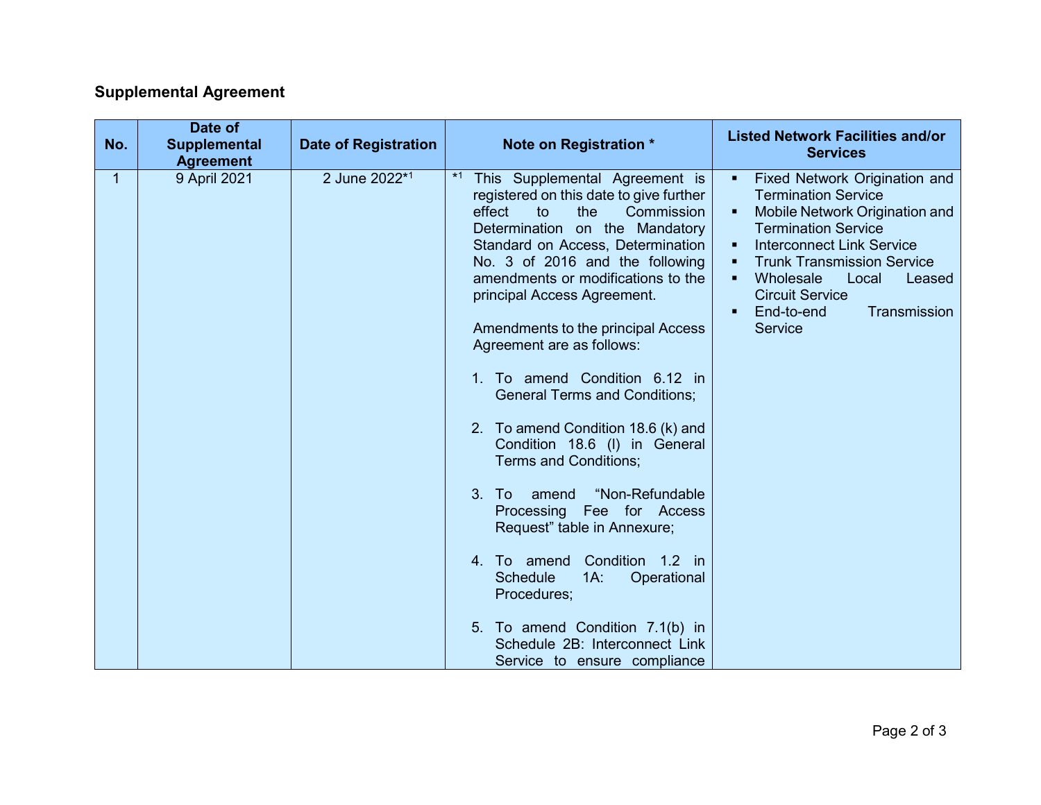## Supplemental Agreement

| No. | Date of Supplemental Agreement | Date of Registration | Note on Registration * | Listed Network Facilities and/or Services |
|---|---|---|---|---|
| 1 | 9 April 2021 | 2 June 2022*[1] | *[1] This Supplemental Agreement is registered on this date to give further effect to the Commission Determination on the Mandatory Standard on Access, Determination No. 3 of 2016 and the following amendments or modifications to the principal Access Agreement.<br><br>Amendments to the principal Access Agreement are as follows:<br><br>1. To amend Condition 6.12 in General Terms and Conditions;<br><br>2. To amend Condition 18.6 (k) and Condition 18.6 (l) in General Terms and Conditions;<br><br>3. To amend "Non-Refundable Processing Fee for Access Request" table in Annexure;<br><br>4. To amend Condition 1.2 in Schedule 1A: Operational Procedures;<br><br>5. To amend Condition 7.1(b) in Schedule 2B: Interconnect Link Service to ensure compliance | ▪ Fixed Network Origination and Termination Service<br>▪ Mobile Network Origination and Termination Service<br>▪ Interconnect Link Service<br>▪ Trunk Transmission Service<br>▪ Wholesale Local Leased Circuit Service<br>▪ End-to-end Transmission Service |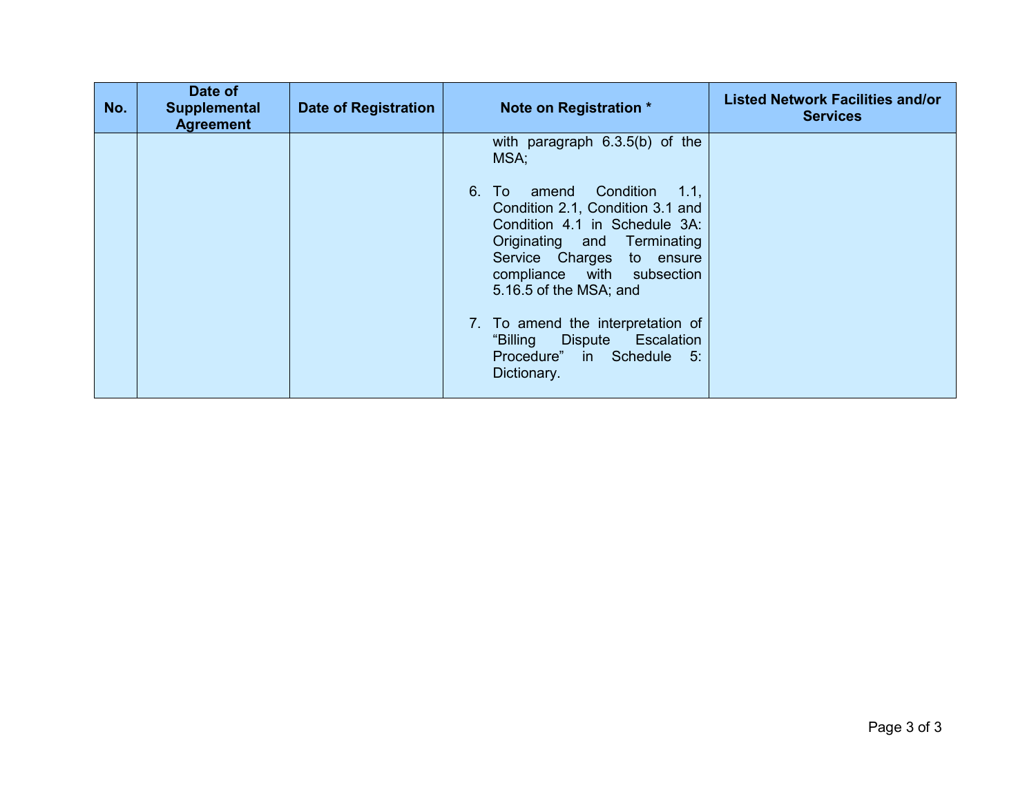| No. | Date of Supplemental Agreement | Date of Registration | Note on Registration * | Listed Network Facilities and/or Services |
| --- | --- | --- | --- | --- |
| | | | with paragraph 6.3.5(b) of the MSA;<br><br>6. To amend Condition 1.1, Condition 2.1, Condition 3.1 and Condition 4.1 in Schedule 3A: Originating and Terminating Service Charges to ensure compliance with subsection 5.16.5 of the MSA; and<br><br>7. To amend the interpretation of “Billing Dispute Escalation Procedure” in Schedule 5: Dictionary. | |